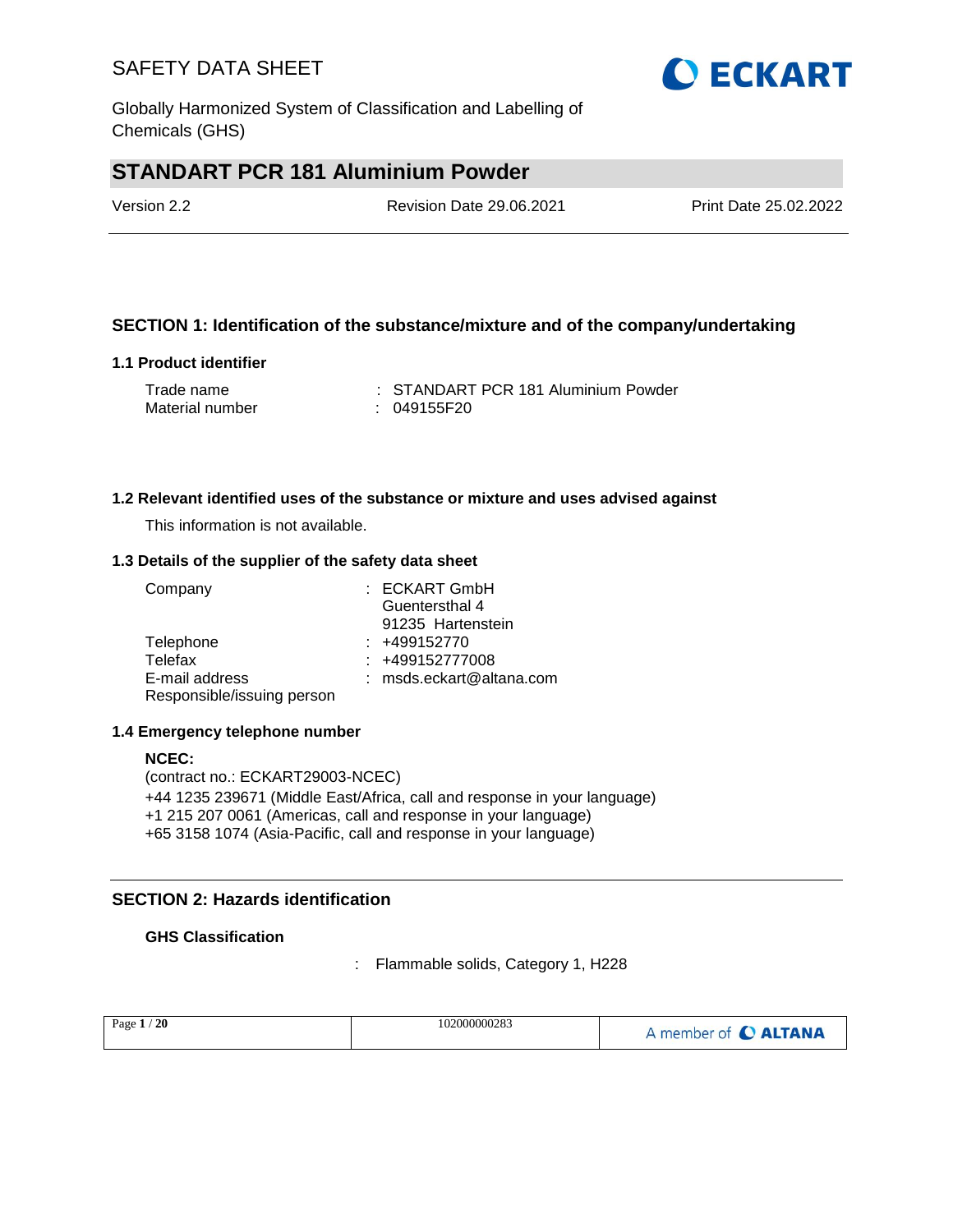# STANDART PCR 181 Aluminium Powder

Version 2.2 | Revision Date 29.06.2021 | Print Date 25.02.2022

## SECTION 1: Identification of the substance/mixture and of the company/undertaking

### 1.1 Product identifier

| | |
|---|---|
| Trade name | : STANDART PCR 181 Aluminium Powder |
| Material number | : 049155F20 |

### 1.2 Relevant identified uses of the substance or mixture and uses advised against

This information is not available.

### 1.3 Details of the supplier of the safety data sheet

| | |
|---|---|
| Company | : ECKART GmbH<br>Guentersthal 4<br>91235 Hartenstein |
| Telephone | : +499152770 |
| Telefax | : +499152777008 |
| E-mail address | : msds.eckart@altana.com |
| Responsible/issuing person | |

### 1.4 Emergency telephone number

**NCEC:**
(contract no.: ECKART29003-NCEC)
+44 1235 239671 (Middle East/Africa, call and response in your language)
+1 215 207 0061 (Americas, call and response in your language)
+65 3158 1074 (Asia-Pacific, call and response in your language)

## SECTION 2: Hazards identification

**GHS Classification**

: Flammable solids, Category 1, H228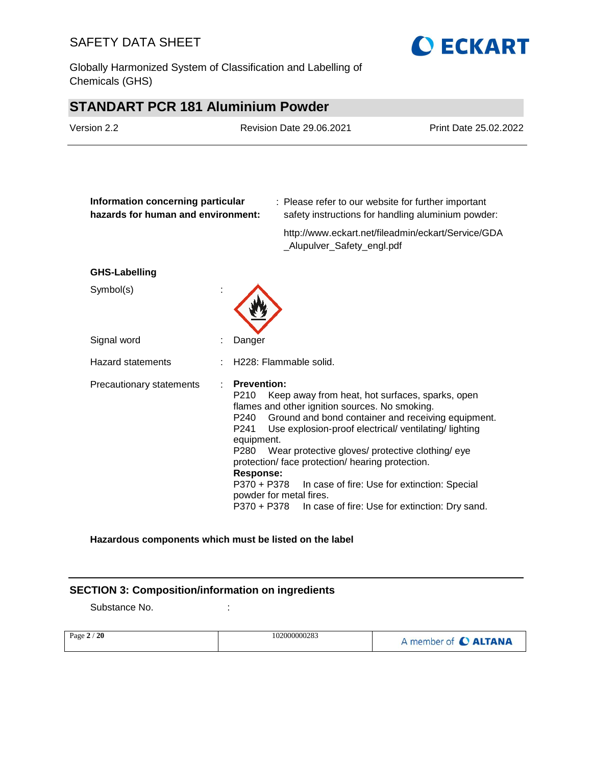**Information concerning particular hazards for human and environment:** : Please refer to our website for further important safety instructions for handling aluminium powder:

http://www.eckart.net/fileadmin/eckart/Service/GDA_Alupulver_Safety_engl.pdf

**GHS-Labelling**

Symbol(s) :

Signal word : Danger

Hazard statements : H228: Flammable solid.

Precautionary statements :

**Prevention:**

P210 Keep away from heat, hot surfaces, sparks, open flames and other ignition sources. No smoking.

P240 Ground and bond container and receiving equipment.

P241 Use explosion-proof electrical/ ventilating/ lighting equipment.

P280 Wear protective gloves/ protective clothing/ eye protection/ face protection/ hearing protection.

**Response:**

P370 + P378 In case of fire: Use for extinction: Special powder for metal fires.

P370 + P378 In case of fire: Use for extinction: Dry sand.

**Hazardous components which must be listed on the label**

## SECTION 3: Composition/information on ingredients

Substance No. :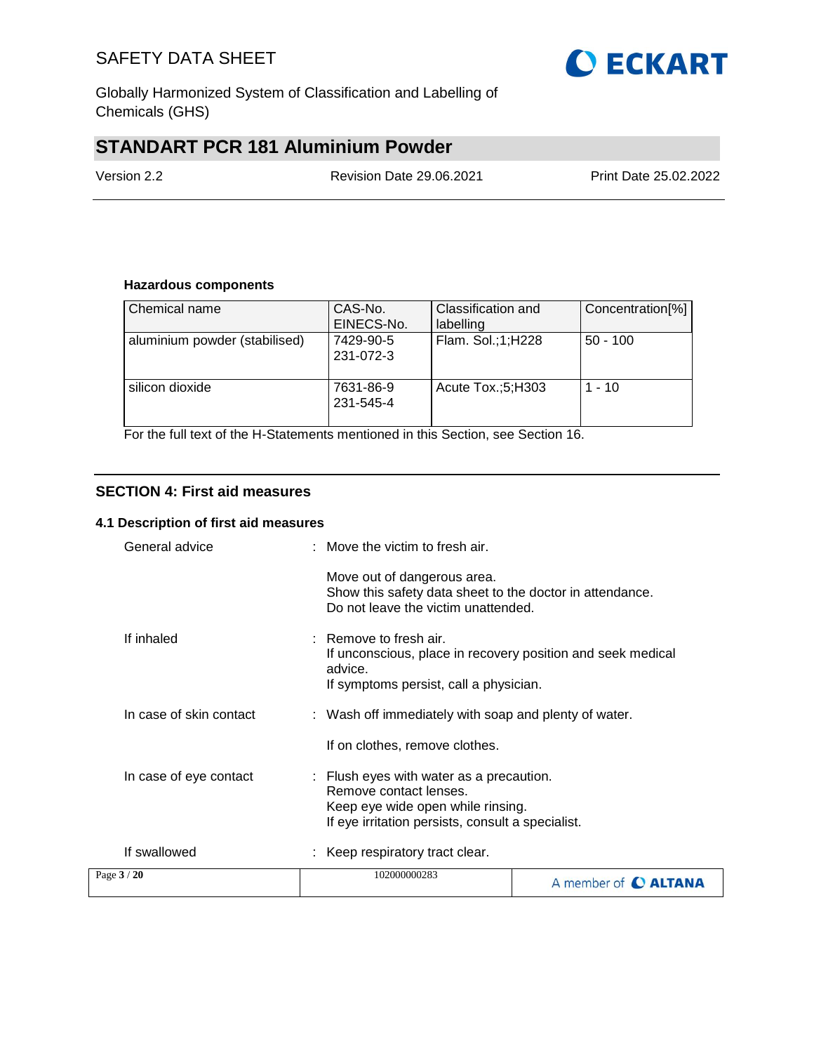**Hazardous components**

| Chemical name | CAS-No.<br>EINECS-No. | Classification and labelling | Concentration[%] |
|---|---|---|---|
| aluminium powder (stabilised) | 7429-90-5<br>231-072-3 | Flam. Sol.;1;H228 | 50 - 100 |
| silicon dioxide | 7631-86-9<br>231-545-4 | Acute Tox.;5;H303 | 1 - 10 |

For the full text of the H-Statements mentioned in this Section, see Section 16.

## SECTION 4: First aid measures

### 4.1 Description of first aid measures

General advice : Move the victim to fresh air.

Move out of dangerous area.
Show this safety data sheet to the doctor in attendance.
Do not leave the victim unattended.

If inhaled : Remove to fresh air.
If unconscious, place in recovery position and seek medical advice.
If symptoms persist, call a physician.

In case of skin contact : Wash off immediately with soap and plenty of water.

If on clothes, remove clothes.

In case of eye contact : Flush eyes with water as a precaution.
Remove contact lenses.
Keep eye wide open while rinsing.
If eye irritation persists, consult a specialist.

If swallowed : Keep respiratory tract clear.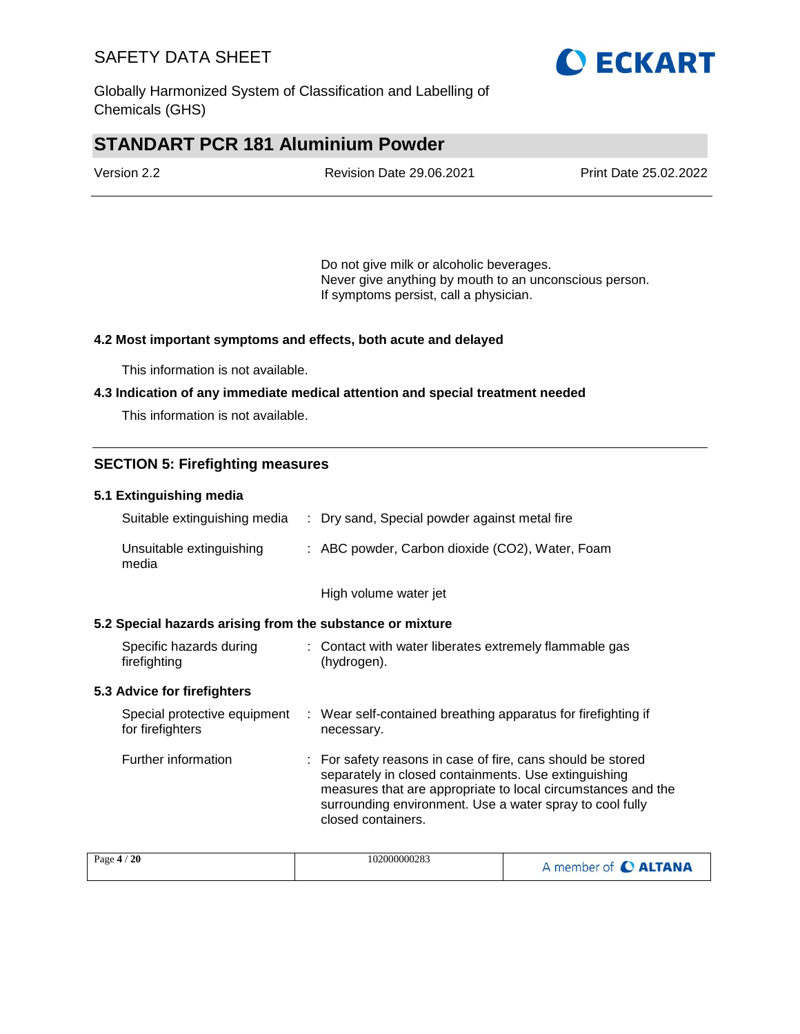Do not give milk or alcoholic beverages.
Never give anything by mouth to an unconscious person.
If symptoms persist, call a physician.

### 4.2 Most important symptoms and effects, both acute and delayed

This information is not available.

### 4.3 Indication of any immediate medical attention and special treatment needed

This information is not available.

## SECTION 5: Firefighting measures

### 5.1 Extinguishing media

| | | |
|---|---|---|
| Suitable extinguishing media | : | Dry sand, Special powder against metal fire |
| Unsuitable extinguishing media | : | ABC powder, Carbon dioxide ($CO_2$), Water, Foam<br><br>High volume water jet |

### 5.2 Special hazards arising from the substance or mixture

| | | |
|---|---|---|
| Specific hazards during firefighting | : | Contact with water liberates extremely flammable gas (hydrogen). |

### 5.3 Advice for firefighters

| | | |
|---|---|---|
| Special protective equipment for firefighters | : | Wear self-contained breathing apparatus for firefighting if necessary. |
| Further information | : | For safety reasons in case of fire, cans should be stored separately in closed containments. Use extinguishing measures that are appropriate to local circumstances and the surrounding environment. Use a water spray to cool fully closed containers. |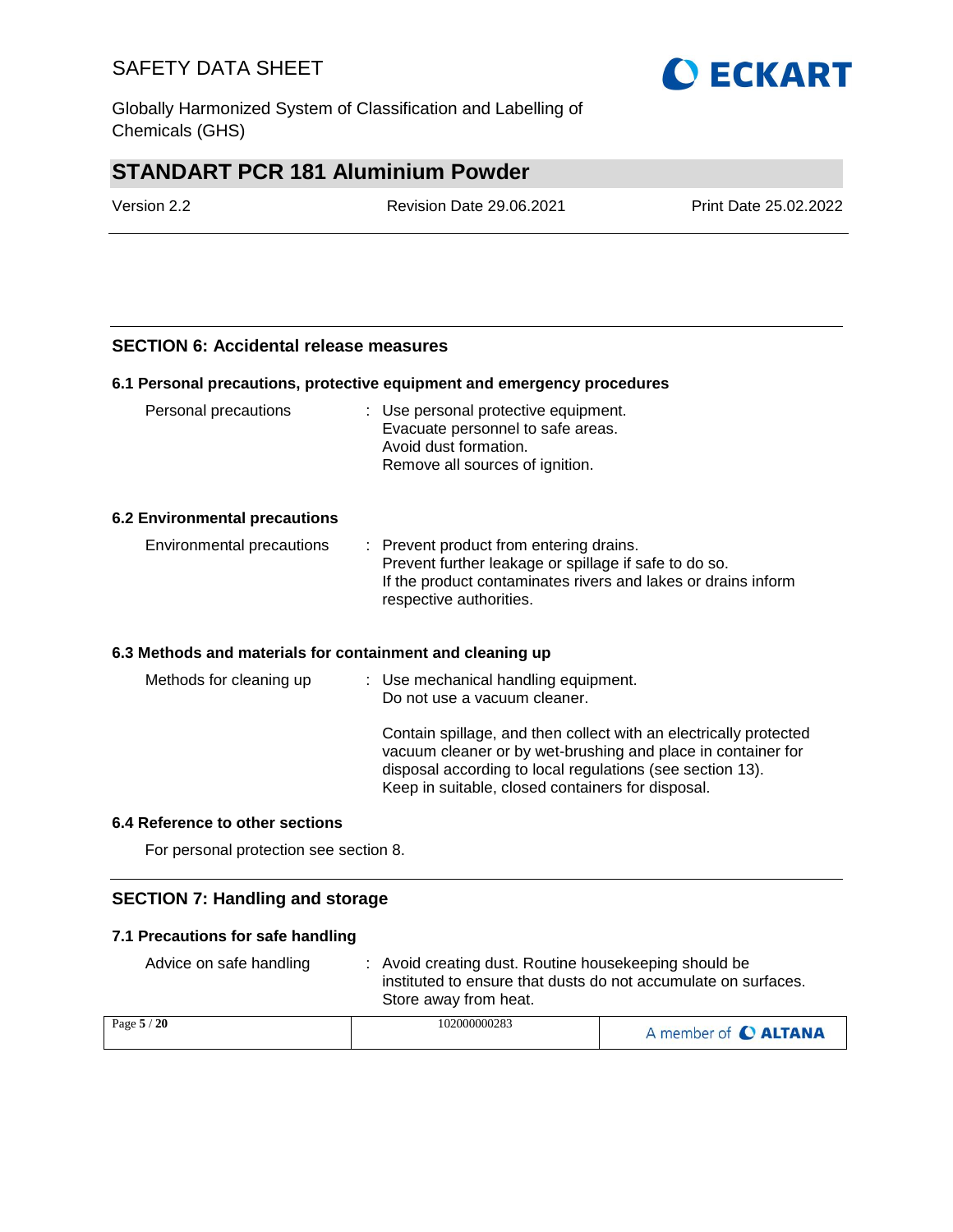## SECTION 6: Accidental release measures

### 6.1 Personal precautions, protective equipment and emergency procedures

| | |
|---|---|
| Personal precautions | : Use personal protective equipment.<br>Evacuate personnel to safe areas.<br>Avoid dust formation.<br>Remove all sources of ignition. |

### 6.2 Environmental precautions

| | |
|---|---|
| Environmental precautions | : Prevent product from entering drains.<br>Prevent further leakage or spillage if safe to do so.<br>If the product contaminates rivers and lakes or drains inform respective authorities. |

### 6.3 Methods and materials for containment and cleaning up

| | |
|---|---|
| Methods for cleaning up | : Use mechanical handling equipment.<br>Do not use a vacuum cleaner.<br><br>Contain spillage, and then collect with an electrically protected vacuum cleaner or by wet-brushing and place in container for disposal according to local regulations (see section 13).<br>Keep in suitable, closed containers for disposal. |

### 6.4 Reference to other sections

For personal protection see section 8.

## SECTION 7: Handling and storage

### 7.1 Precautions for safe handling

| | |
|---|---|
| Advice on safe handling | : Avoid creating dust. Routine housekeeping should be instituted to ensure that dusts do not accumulate on surfaces.<br>Store away from heat. |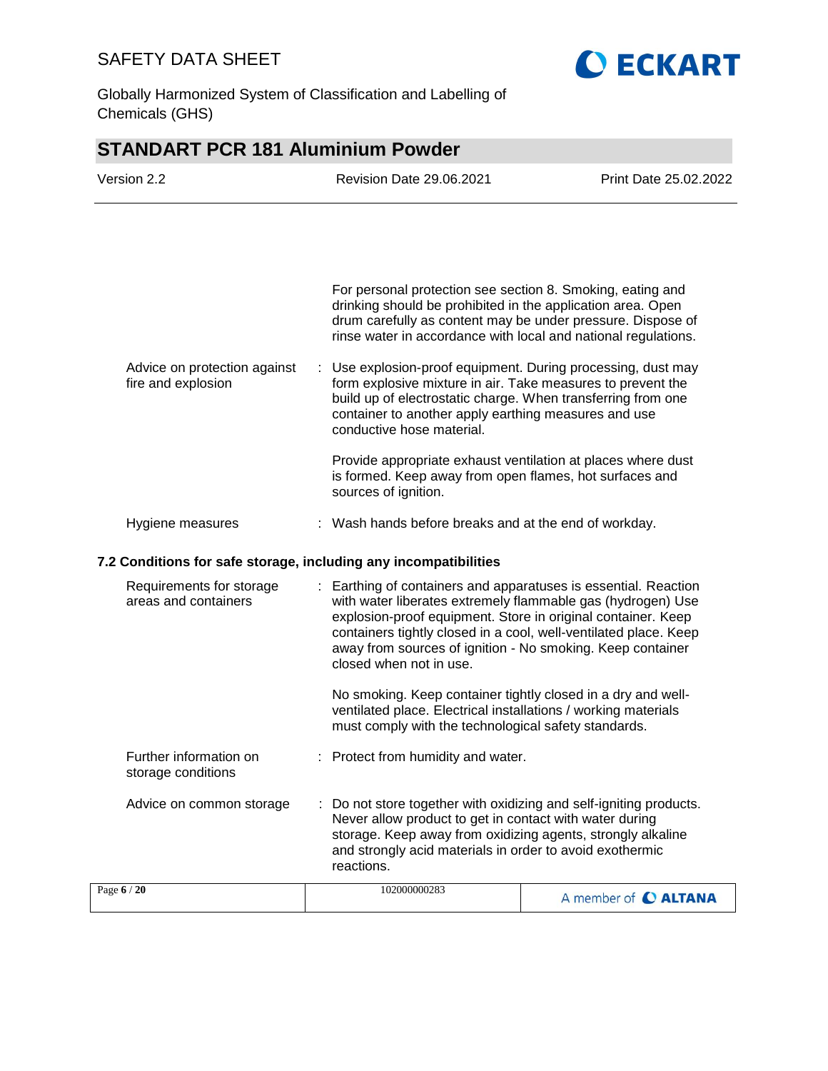For personal protection see section 8. Smoking, eating and drinking should be prohibited in the application area. Open drum carefully as content may be under pressure. Dispose of rinse water in accordance with local and national regulations.

| | | |
|---|---|---|
| Advice on protection against fire and explosion | : | Use explosion-proof equipment. During processing, dust may form explosive mixture in air. Take measures to prevent the build up of electrostatic charge. When transferring from one container to another apply earthing measures and use conductive hose material.<br><br>Provide appropriate exhaust ventilation at places where dust is formed. Keep away from open flames, hot surfaces and sources of ignition. |
| Hygiene measures | : | Wash hands before breaks and at the end of workday. |

### 7.2 Conditions for safe storage, including any incompatibilities

| | | |
|---|---|---|
| Requirements for storage areas and containers | : | Earthing of containers and apparatuses is essential. Reaction with water liberates extremely flammable gas (hydrogen) Use explosion-proof equipment. Store in original container. Keep containers tightly closed in a cool, well-ventilated place. Keep away from sources of ignition - No smoking. Keep container closed when not in use.<br><br>No smoking. Keep container tightly closed in a dry and well-ventilated place. Electrical installations / working materials must comply with the technological safety standards. |
| Further information on storage conditions | : | Protect from humidity and water. |
| Advice on common storage | : | Do not store together with oxidizing and self-igniting products. Never allow product to get in contact with water during storage. Keep away from oxidizing agents, strongly alkaline and strongly acid materials in order to avoid exothermic reactions. |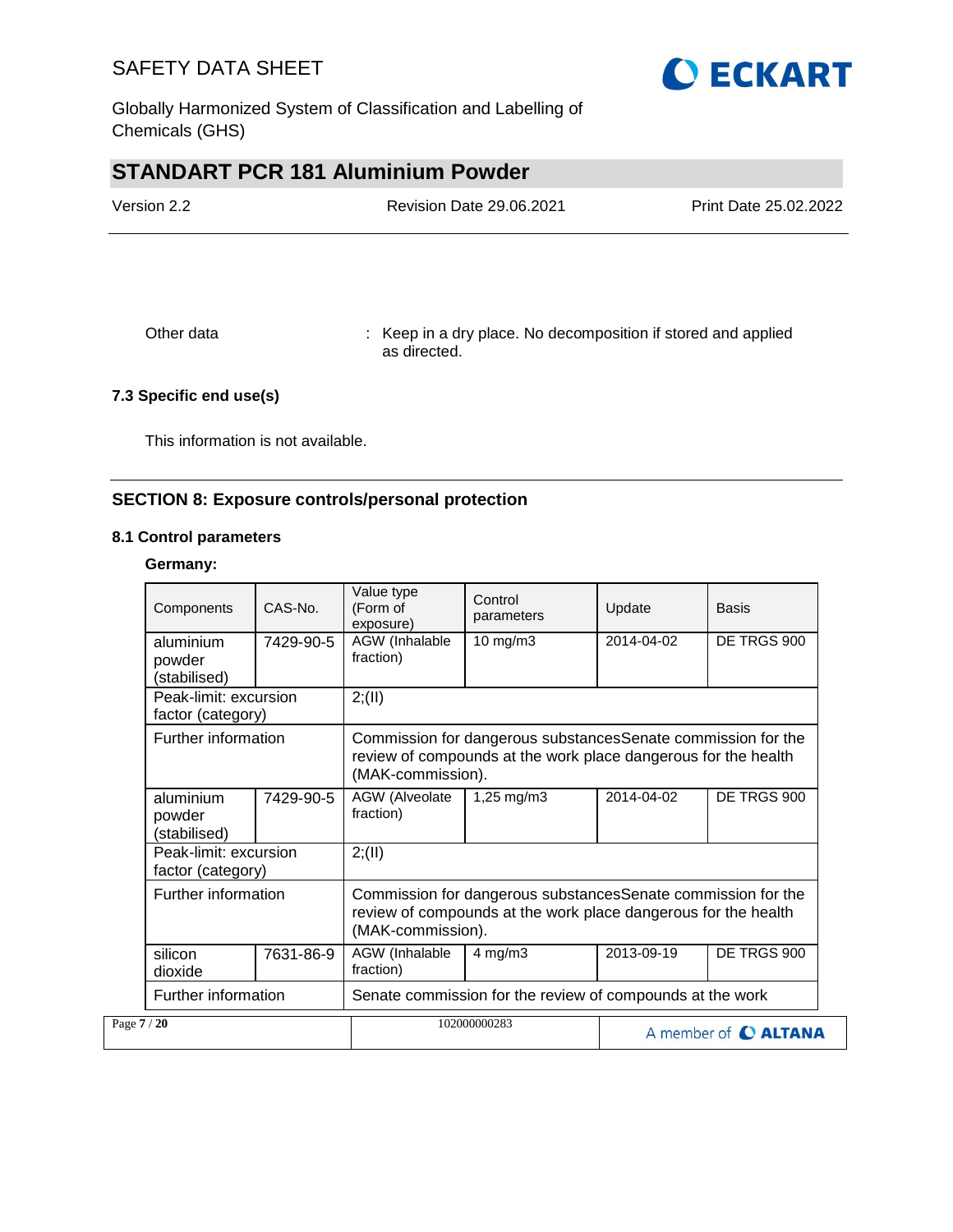Other data : Keep in a dry place. No decomposition if stored and applied as directed.

### 7.3 Specific end use(s)

This information is not available.

## SECTION 8: Exposure controls/personal protection

### 8.1 Control parameters

**Germany:**

| Components | CAS-No. | Value type (Form of exposure) | Control parameters | Update | Basis |
|---|---|---|---|---|---|
| aluminium powder (stabilised) | 7429-90-5 | AGW (Inhalable fraction) | 10 mg/m3 | 2014-04-02 | DE TRGS 900 |
| Peak-limit: excursion factor (category) | | 2;(II) | | | |
| Further information | | Commission for dangerous substancesSenate commission for the review of compounds at the work place dangerous for the health (MAK-commission). | | | |
| aluminium powder (stabilised) | 7429-90-5 | AGW (Alveolate fraction) | 1,25 mg/m3 | 2014-04-02 | DE TRGS 900 |
| Peak-limit: excursion factor (category) | | 2;(II) | | | |
| Further information | | Commission for dangerous substancesSenate commission for the review of compounds at the work place dangerous for the health (MAK-commission). | | | |
| silicon dioxide | 7631-86-9 | AGW (Inhalable fraction) | 4 mg/m3 | 2013-09-19 | DE TRGS 900 |
| Further information | | Senate commission for the review of compounds at the work | | | |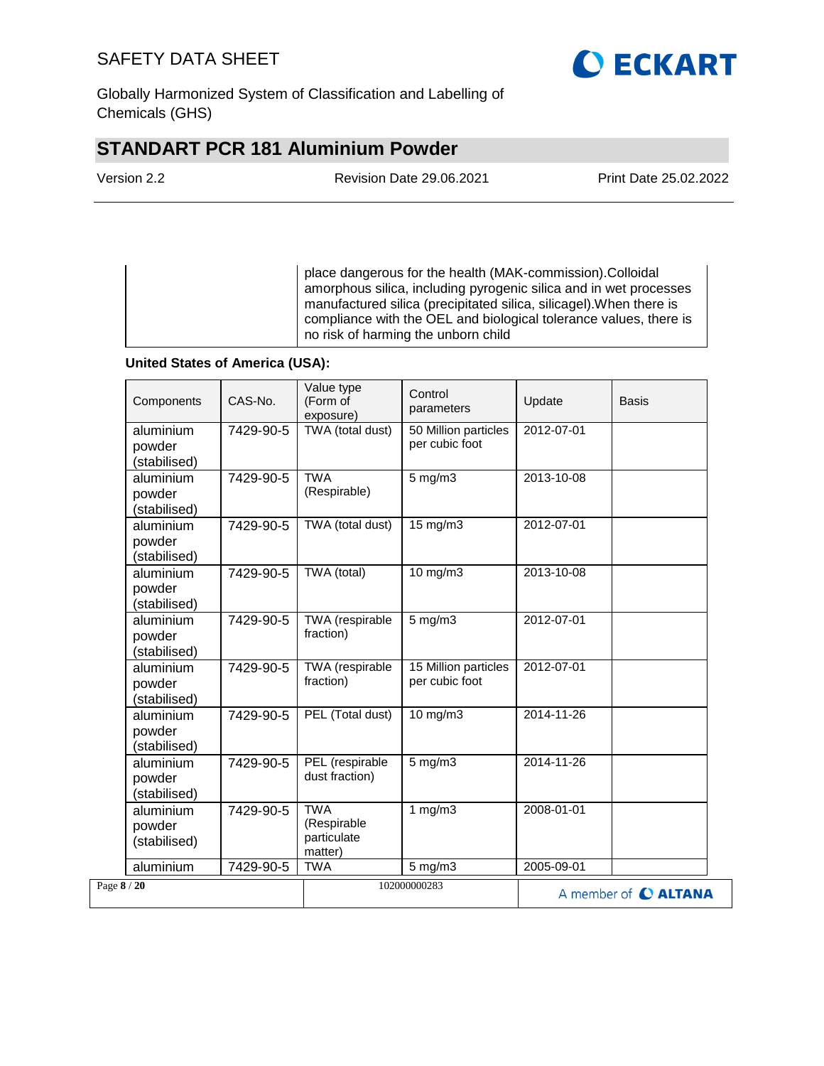| | place dangerous for the health (MAK-commission).Colloidal amorphous silica, including pyrogenic silica and in wet processes manufactured silica (precipitated silica, silicagel).When there is compliance with the OEL and biological tolerance values, there is no risk of harming the unborn child |
|---|---|

**United States of America (USA):**

| Components | CAS-No. | Value type (Form of exposure) | Control parameters | Update | Basis |
|---|---|---|---|---|---|
| aluminium powder (stabilised) | 7429-90-5 | TWA (total dust) | 50 Million particles per cubic foot | 2012-07-01 | |
| aluminium powder (stabilised) | 7429-90-5 | TWA (Respirable) | 5 mg/m3 | 2013-10-08 | |
| aluminium powder (stabilised) | 7429-90-5 | TWA (total dust) | 15 mg/m3 | 2012-07-01 | |
| aluminium powder (stabilised) | 7429-90-5 | TWA (total) | 10 mg/m3 | 2013-10-08 | |
| aluminium powder (stabilised) | 7429-90-5 | TWA (respirable fraction) | 5 mg/m3 | 2012-07-01 | |
| aluminium powder (stabilised) | 7429-90-5 | TWA (respirable fraction) | 15 Million particles per cubic foot | 2012-07-01 | |
| aluminium powder (stabilised) | 7429-90-5 | PEL (Total dust) | 10 mg/m3 | 2014-11-26 | |
| aluminium powder (stabilised) | 7429-90-5 | PEL (respirable dust fraction) | 5 mg/m3 | 2014-11-26 | |
| aluminium powder (stabilised) | 7429-90-5 | TWA (Respirable particulate matter) | 1 mg/m3 | 2008-01-01 | |
| aluminium | 7429-90-5 | TWA | 5 mg/m3 | 2005-09-01 | |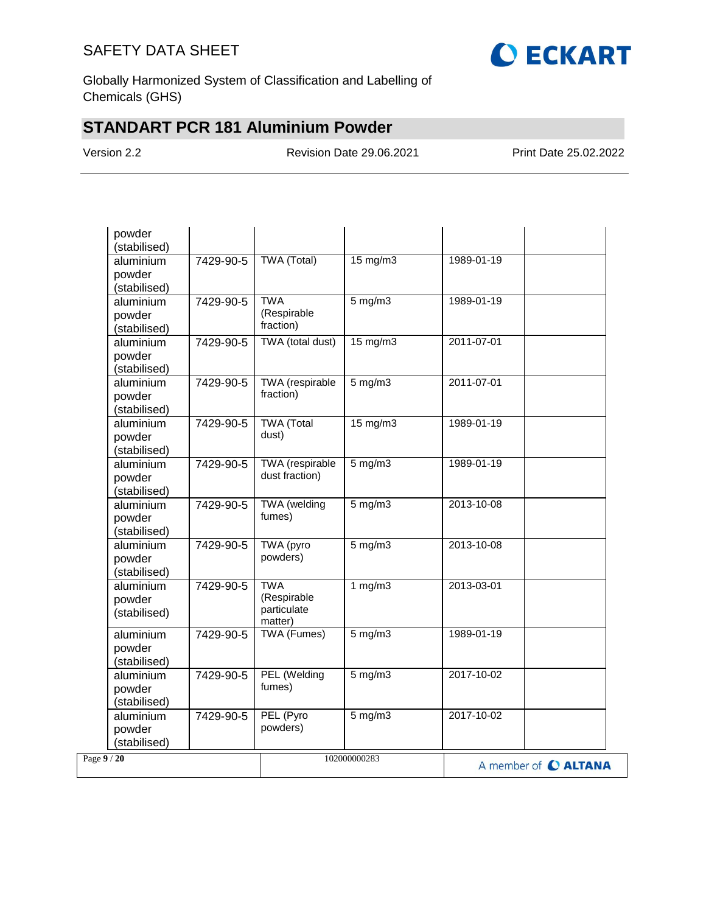| | | | | | |
|---|---|---|---|---|---|
| powder (stabilised) | | | | | |
| aluminium powder (stabilised) | 7429-90-5 | TWA (Total) | 15 mg/m3 | 1989-01-19 | |
| aluminium powder (stabilised) | 7429-90-5 | TWA (Respirable fraction) | 5 mg/m3 | 1989-01-19 | |
| aluminium powder (stabilised) | 7429-90-5 | TWA (total dust) | 15 mg/m3 | 2011-07-01 | |
| aluminium powder (stabilised) | 7429-90-5 | TWA (respirable fraction) | 5 mg/m3 | 2011-07-01 | |
| aluminium powder (stabilised) | 7429-90-5 | TWA (Total dust) | 15 mg/m3 | 1989-01-19 | |
| aluminium powder (stabilised) | 7429-90-5 | TWA (respirable dust fraction) | 5 mg/m3 | 1989-01-19 | |
| aluminium powder (stabilised) | 7429-90-5 | TWA (welding fumes) | 5 mg/m3 | 2013-10-08 | |
| aluminium powder (stabilised) | 7429-90-5 | TWA (pyro powders) | 5 mg/m3 | 2013-10-08 | |
| aluminium powder (stabilised) | 7429-90-5 | TWA (Respirable particulate matter) | 1 mg/m3 | 2013-03-01 | |
| aluminium powder (stabilised) | 7429-90-5 | TWA (Fumes) | 5 mg/m3 | 1989-01-19 | |
| aluminium powder (stabilised) | 7429-90-5 | PEL (Welding fumes) | 5 mg/m3 | 2017-10-02 | |
| aluminium powder (stabilised) | 7429-90-5 | PEL (Pyro powders) | 5 mg/m3 | 2017-10-02 | |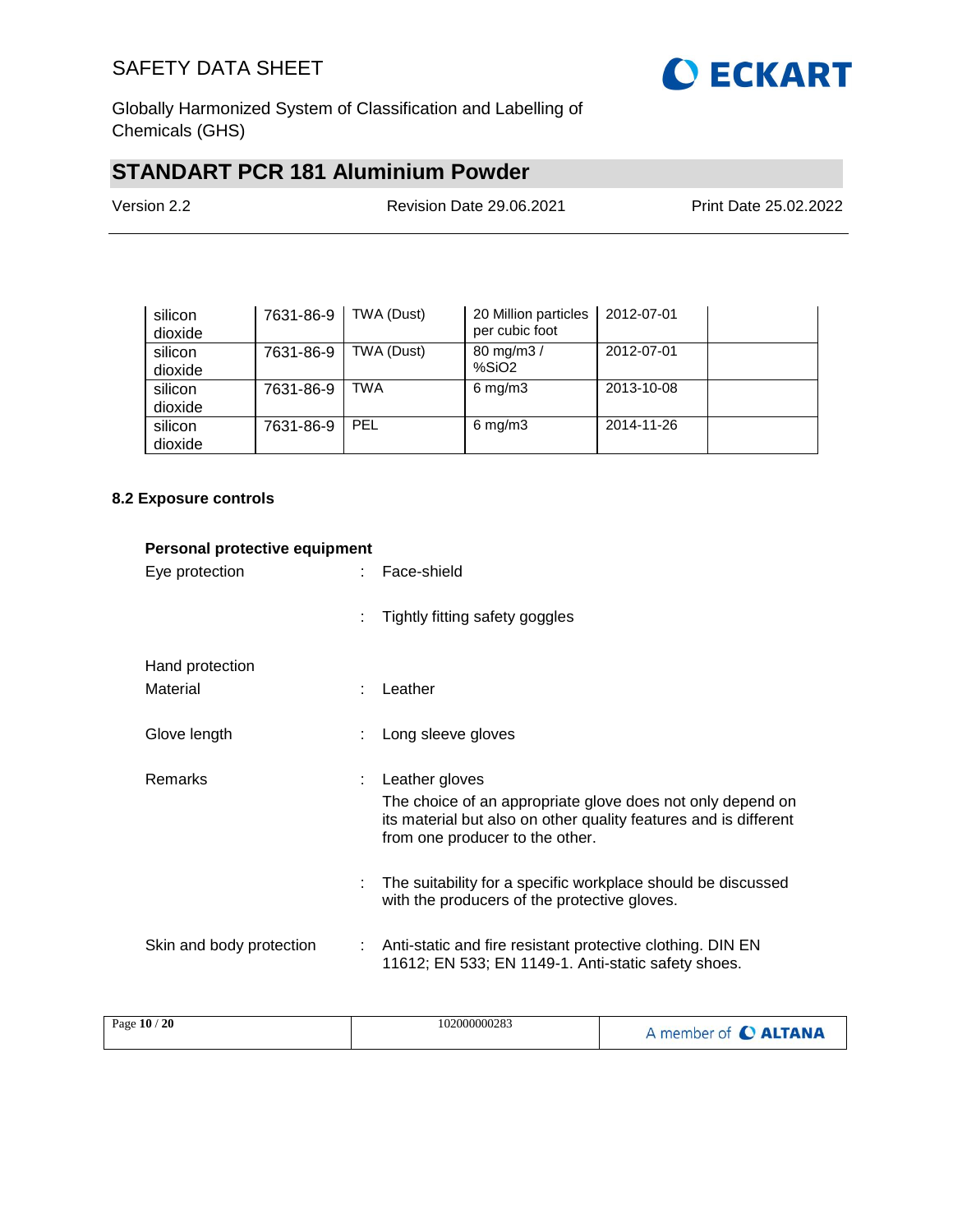| silicon dioxide | 7631-86-9 | TWA (Dust) | 20 Million particles per cubic foot | 2012-07-01 | |
|---|---|---|---|---|---|
| silicon dioxide | 7631-86-9 | TWA (Dust) | 80 mg/m3 / %SiO2 | 2012-07-01 | |
| silicon dioxide | 7631-86-9 | TWA | 6 mg/m3 | 2013-10-08 | |
| silicon dioxide | 7631-86-9 | PEL | 6 mg/m3 | 2014-11-26 | |

### 8.2 Exposure controls

**Personal protective equipment**

Eye protection : Face-shield

: Tightly fitting safety goggles

Hand protection

Material : Leather

Glove length : Long sleeve gloves

Remarks : Leather gloves
The choice of an appropriate glove does not only depend on its material but also on other quality features and is different from one producer to the other.

: The suitability for a specific workplace should be discussed with the producers of the protective gloves.

Skin and body protection : Anti-static and fire resistant protective clothing. DIN EN 11612; EN 533; EN 1149-1. Anti-static safety shoes.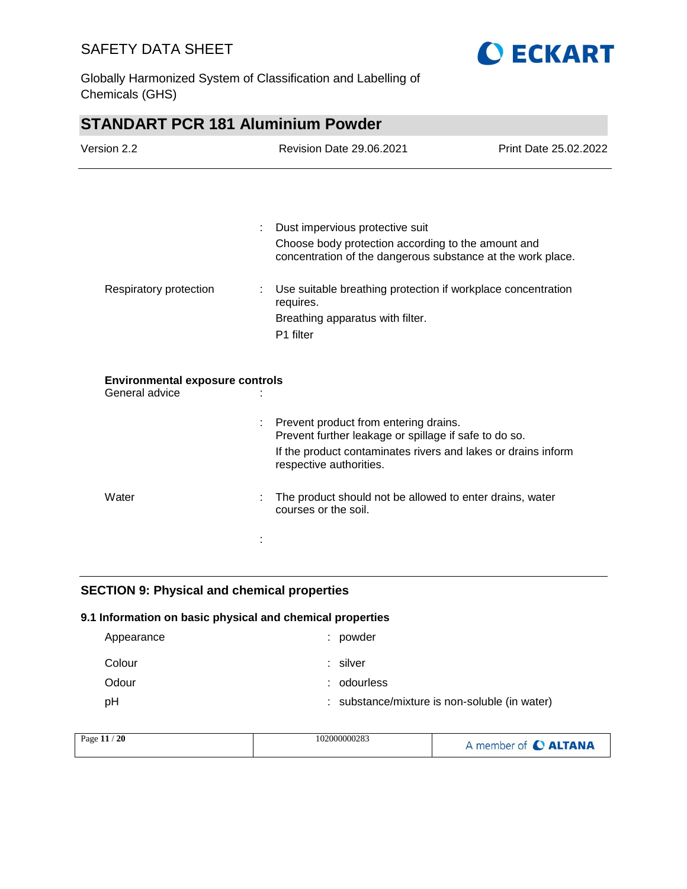| | |
|---|---|
| | : Dust impervious protective suit<br>Choose body protection according to the amount and concentration of the dangerous substance at the work place. |
| Respiratory protection | : Use suitable breathing protection if workplace concentration requires.<br>Breathing apparatus with filter.<br>P1 filter |

**Environmental exposure controls**

| | |
|---|---|
| General advice | : |
| | : Prevent product from entering drains.<br>Prevent further leakage or spillage if safe to do so.<br>If the product contaminates rivers and lakes or drains inform respective authorities. |
| Water | : The product should not be allowed to enter drains, water courses or the soil. |
| | : |

## SECTION 9: Physical and chemical properties

### 9.1 Information on basic physical and chemical properties

| | |
|---|---|
| Appearance | : powder |
| Colour | : silver |
| Odour | : odourless |
| pH | : substance/mixture is non-soluble (in water) |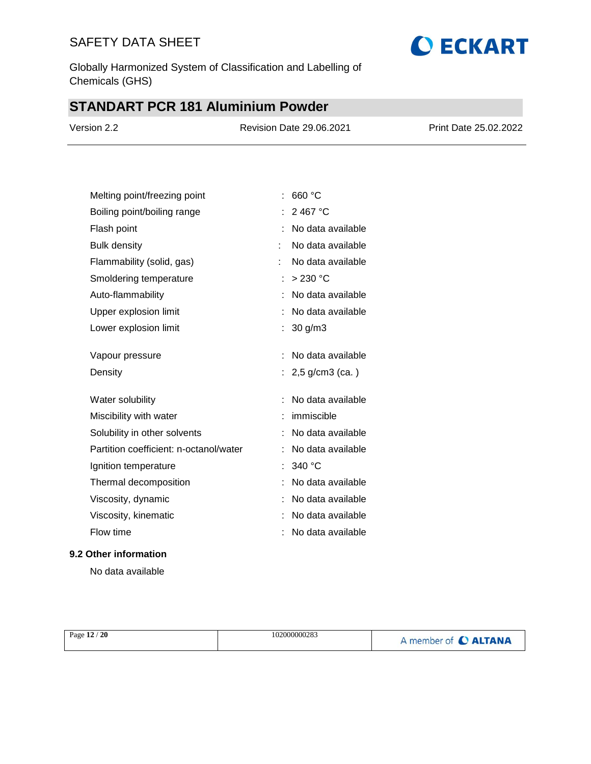| Property | | Value |
|---|---|---|
| Melting point/freezing point | : | 660 °C |
| Boiling point/boiling range | : | 2 467 °C |
| Flash point | : | No data available |
| Bulk density | : | No data available |
| Flammability (solid, gas) | : | No data available |
| Smoldering temperature | : | > 230 °C |
| Auto-flammability | : | No data available |
| Upper explosion limit | : | No data available |
| Lower explosion limit | : | 30 g/m3 |
| Vapour pressure | : | No data available |
| Density | : | 2,5 g/cm3 (ca. ) |
| Water solubility | : | No data available |
| Miscibility with water | : | immiscible |
| Solubility in other solvents | : | No data available |
| Partition coefficient: n-octanol/water | : | No data available |
| Ignition temperature | : | 340 °C |
| Thermal decomposition | : | No data available |
| Viscosity, dynamic | : | No data available |
| Viscosity, kinematic | : | No data available |
| Flow time | : | No data available |

### 9.2 Other information

No data available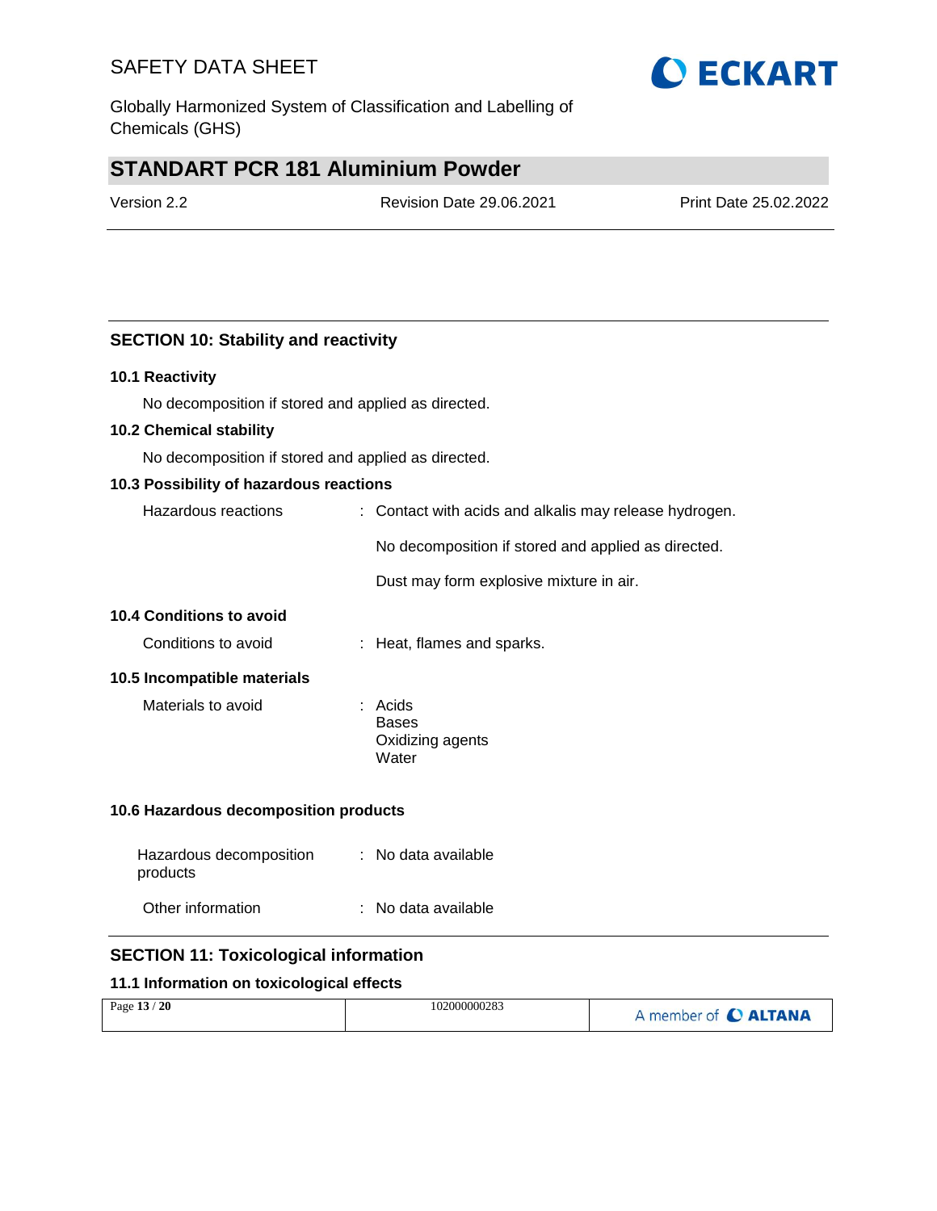## SECTION 10: Stability and reactivity

### 10.1 Reactivity

No decomposition if stored and applied as directed.

### 10.2 Chemical stability

No decomposition if stored and applied as directed.

### 10.3 Possibility of hazardous reactions

Hazardous reactions : Contact with acids and alkalis may release hydrogen.

No decomposition if stored and applied as directed.

Dust may form explosive mixture in air.

### 10.4 Conditions to avoid

Conditions to avoid : Heat, flames and sparks.

### 10.5 Incompatible materials

Materials to avoid : Acids
Bases
Oxidizing agents
Water

### 10.6 Hazardous decomposition products

Hazardous decomposition products : No data available

Other information : No data available

## SECTION 11: Toxicological information

### 11.1 Information on toxicological effects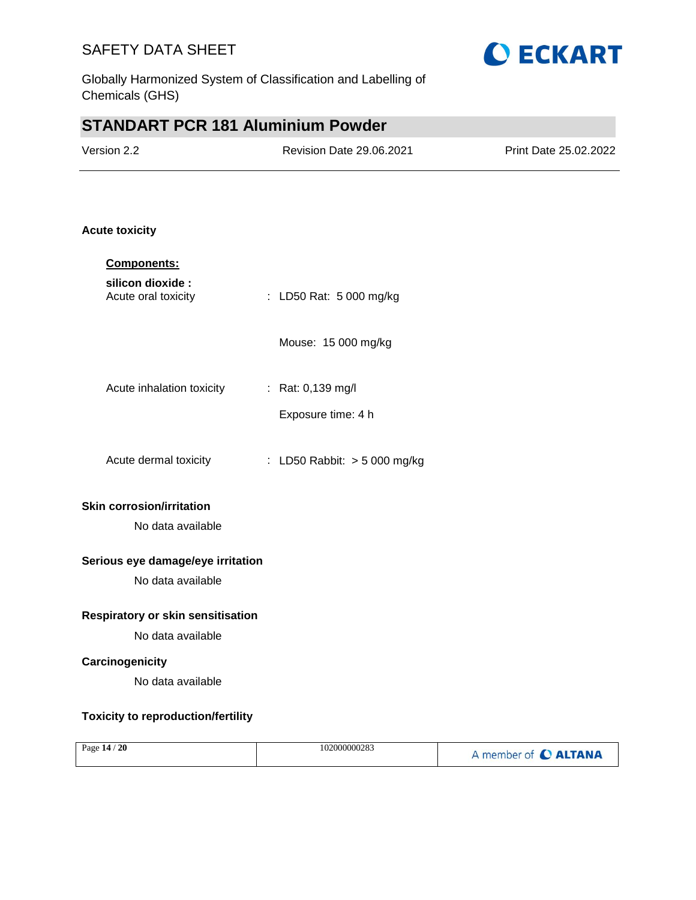## Acute toxicity

**Components:**

**silicon dioxide :**

Acute oral toxicity : LD50 Rat: 5 000 mg/kg

Mouse: 15 000 mg/kg

Acute inhalation toxicity : Rat: 0,139 mg/l

Exposure time: 4 h

Acute dermal toxicity : LD50 Rabbit: > 5 000 mg/kg

## Skin corrosion/irritation

No data available

## Serious eye damage/eye irritation

No data available

## Respiratory or skin sensitisation

No data available

## Carcinogenicity

No data available

## Toxicity to reproduction/fertility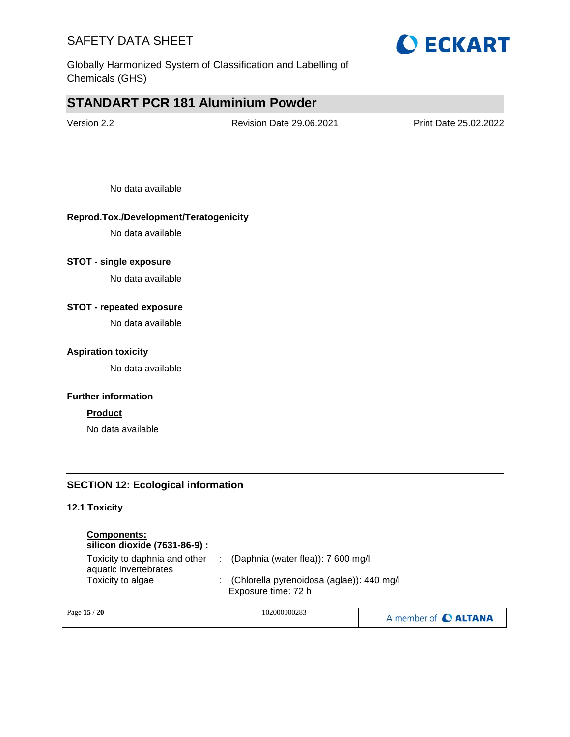No data available

**Reprod.Tox./Development/Teratogenicity**

No data available

**STOT - single exposure**

No data available

**STOT - repeated exposure**

No data available

**Aspiration toxicity**

No data available

**Further information**

**Product**

No data available

## SECTION 12: Ecological information

### 12.1 Toxicity

**Components:**

**silicon dioxide (7631-86-9) :**

| | | |
|---|---|---|
| Toxicity to daphnia and other aquatic invertebrates | : | (Daphnia (water flea)): 7 600 mg/l |
| Toxicity to algae | : | (Chlorella pyrenoidosa (aglae)): 440 mg/l<br>Exposure time: 72 h |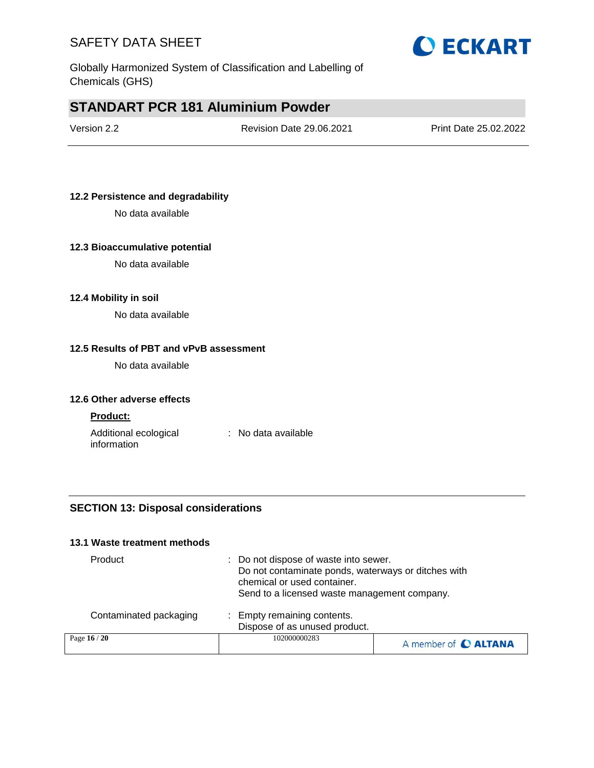### 12.2 Persistence and degradability

No data available

### 12.3 Bioaccumulative potential

No data available

### 12.4 Mobility in soil

No data available

### 12.5 Results of PBT and vPvB assessment

No data available

### 12.6 Other adverse effects

**Product:**

Additional ecological information : No data available

## SECTION 13: Disposal considerations

### 13.1 Waste treatment methods

| | |
|---|---|
| Product | : Do not dispose of waste into sewer.<br>Do not contaminate ponds, waterways or ditches with chemical or used container.<br>Send to a licensed waste management company. |
| Contaminated packaging | : Empty remaining contents.<br>Dispose of as unused product. |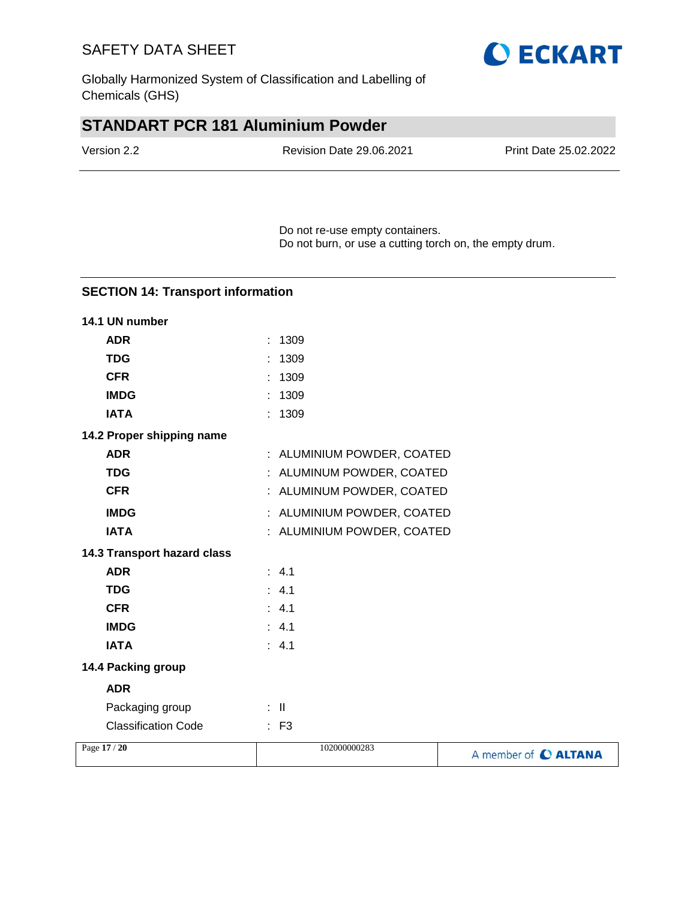Do not re-use empty containers.
Do not burn, or use a cutting torch on, the empty drum.

## SECTION 14: Transport information

**14.1 UN number**

| | |
|---|---|
| **ADR** | : 1309 |
| **TDG** | : 1309 |
| **CFR** | : 1309 |
| **IMDG** | : 1309 |
| **IATA** | : 1309 |

**14.2 Proper shipping name**

| | |
|---|---|
| **ADR** | : ALUMINIUM POWDER, COATED |
| **TDG** | : ALUMINUM POWDER, COATED |
| **CFR** | : ALUMINUM POWDER, COATED |
| **IMDG** | : ALUMINIUM POWDER, COATED |
| **IATA** | : ALUMINIUM POWDER, COATED |

**14.3 Transport hazard class**

| | |
|---|---|
| **ADR** | : 4.1 |
| **TDG** | : 4.1 |
| **CFR** | : 4.1 |
| **IMDG** | : 4.1 |
| **IATA** | : 4.1 |

**14.4 Packing group**

**ADR**

| | |
|---|---|
| Packaging group | : II |
| Classification Code | : F3 |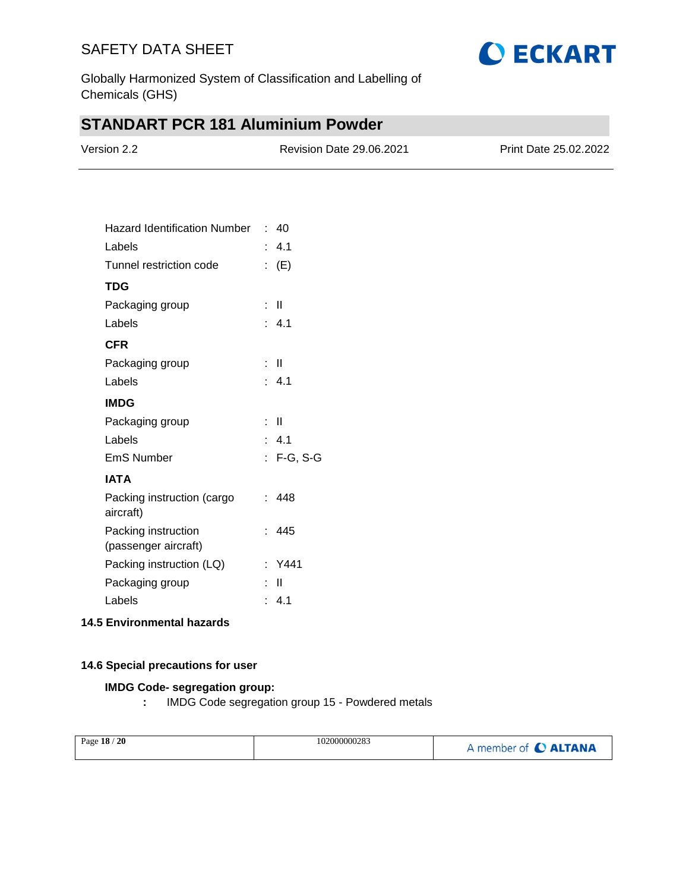Hazard Identification Number : 40

Labels : 4.1

Tunnel restriction code : (E)

**TDG**

Packaging group : II

Labels : 4.1

**CFR**

Packaging group : II

Labels : 4.1

**IMDG**

Packaging group : II

Labels : 4.1

EmS Number : F-G, S-G

**IATA**

Packing instruction (cargo aircraft) : 448

Packing instruction (passenger aircraft) : 445

Packing instruction (LQ) : Y441

Packaging group : II

Labels : 4.1

### 14.5 Environmental hazards

### 14.6 Special precautions for user

**IMDG Code- segregation group:**

: IMDG Code segregation group 15 - Powdered metals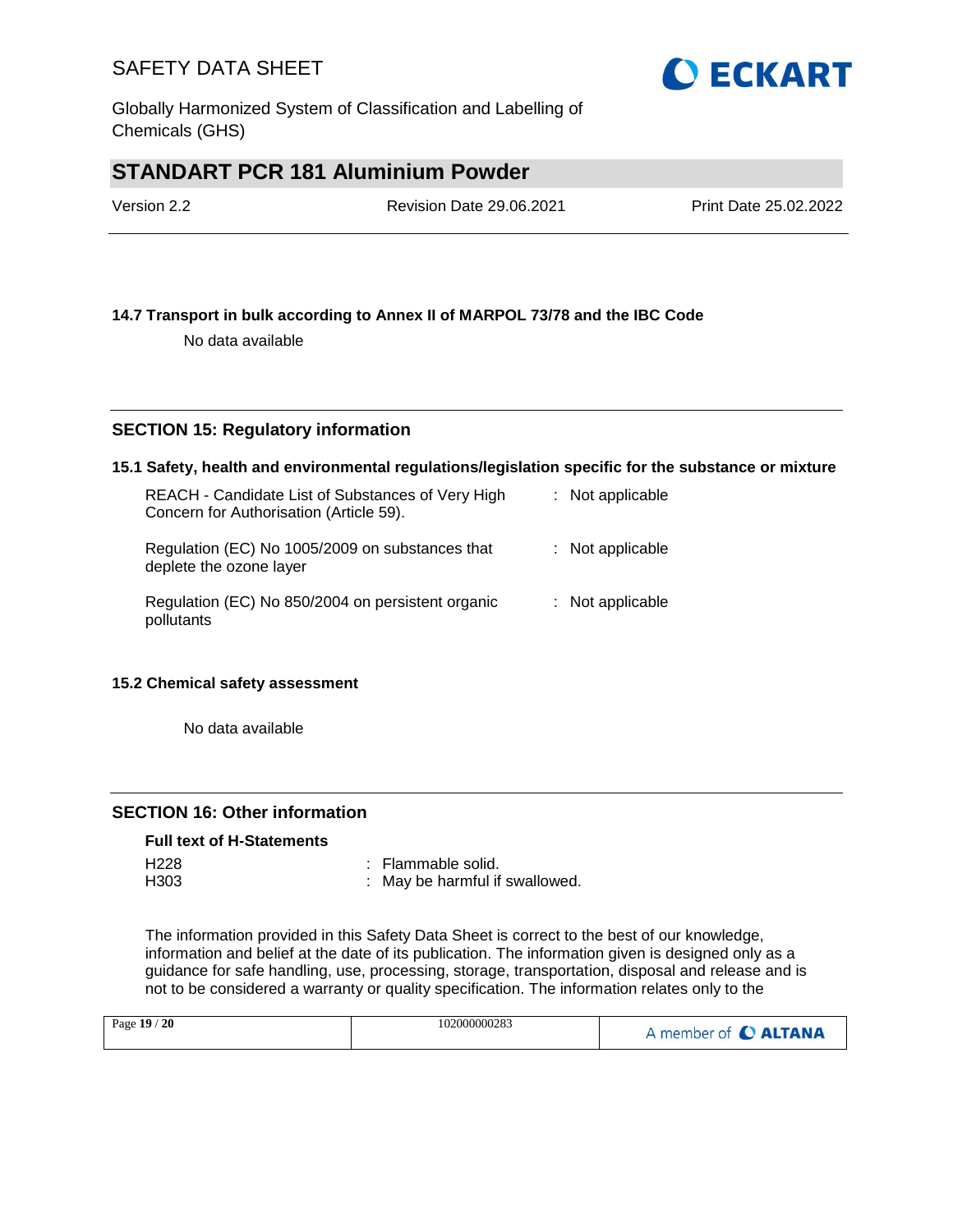### 14.7 Transport in bulk according to Annex II of MARPOL 73/78 and the IBC Code

No data available

## SECTION 15: Regulatory information

### 15.1 Safety, health and environmental regulations/legislation specific for the substance or mixture

| | |
|---|---|
| REACH - Candidate List of Substances of Very High Concern for Authorisation (Article 59). | : Not applicable |
| Regulation (EC) No 1005/2009 on substances that deplete the ozone layer | : Not applicable |
| Regulation (EC) No 850/2004 on persistent organic pollutants | : Not applicable |

### 15.2 Chemical safety assessment

No data available

## SECTION 16: Other information

**Full text of H-Statements**

| | |
|---|---|
| H228 | : Flammable solid. |
| H303 | : May be harmful if swallowed. |

The information provided in this Safety Data Sheet is correct to the best of our knowledge, information and belief at the date of its publication. The information given is designed only as a guidance for safe handling, use, processing, storage, transportation, disposal and release and is not to be considered a warranty or quality specification. The information relates only to the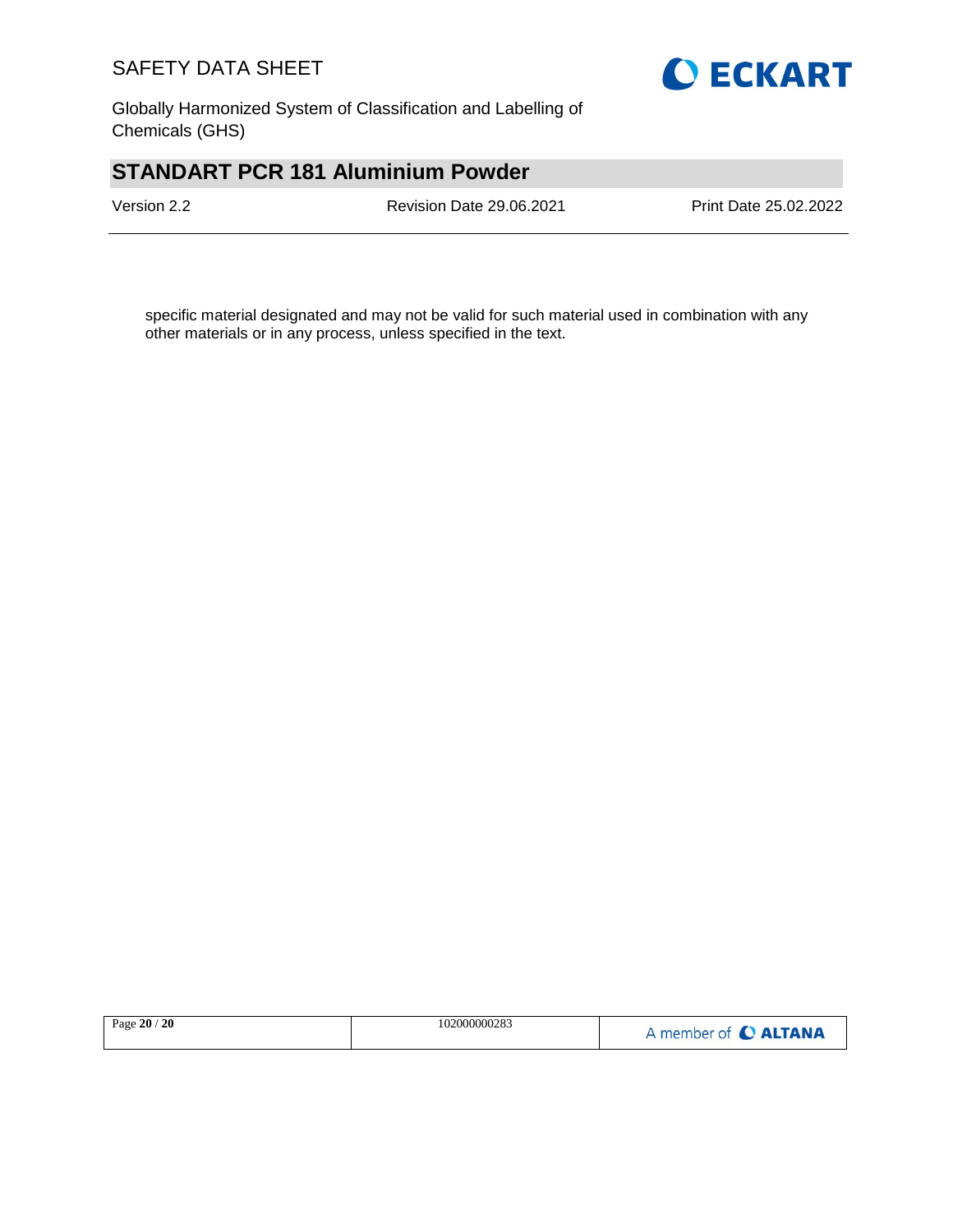specific material designated and may not be valid for such material used in combination with any other materials or in any process, unless specified in the text.